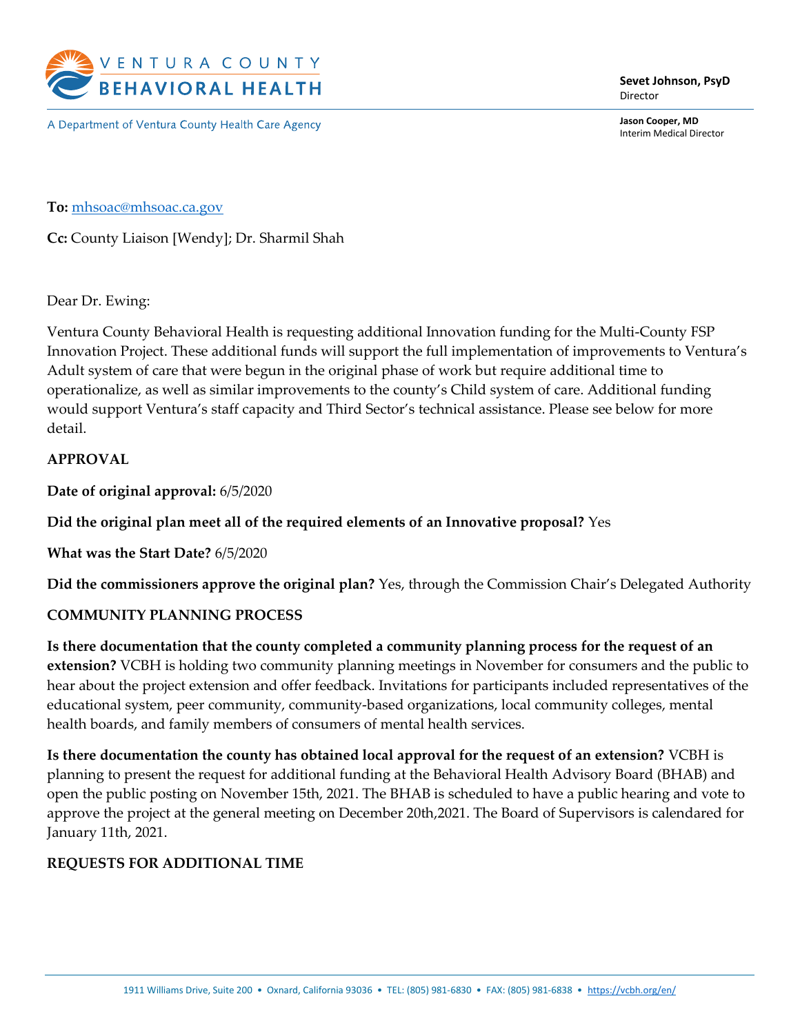VENTURA COUNTY
BEHAVIORAL HEALTH

A Department of Ventura County Health Care Agency

**Sevet Johnson, PsyD**
Director

**Jason Cooper, MD**
Interim Medical Director

**To:** mhsoac@mhsoac.ca.gov

**Cc:** County Liaison [Wendy]; Dr. Sharmil Shah

Dear Dr. Ewing:

Ventura County Behavioral Health is requesting additional Innovation funding for the Multi-County FSP Innovation Project. These additional funds will support the full implementation of improvements to Ventura's Adult system of care that were begun in the original phase of work but require additional time to operationalize, as well as similar improvements to the county's Child system of care. Additional funding would support Ventura's staff capacity and Third Sector's technical assistance. Please see below for more detail.

**APPROVAL**

**Date of original approval:** 6/5/2020

**Did the original plan meet all of the required elements of an Innovative proposal?** Yes

**What was the Start Date?** 6/5/2020

**Did the commissioners approve the original plan?** Yes, through the Commission Chair's Delegated Authority

**COMMUNITY PLANNING PROCESS**

**Is there documentation that the county completed a community planning process for the request of an extension?** VCBH is holding two community planning meetings in November for consumers and the public to hear about the project extension and offer feedback. Invitations for participants included representatives of the educational system, peer community, community-based organizations, local community colleges, mental health boards, and family members of consumers of mental health services.

**Is there documentation the county has obtained local approval for the request of an extension?** VCBH is planning to present the request for additional funding at the Behavioral Health Advisory Board (BHAB) and open the public posting on November 15th, 2021. The BHAB is scheduled to have a public hearing and vote to approve the project at the general meeting on December 20th,2021. The Board of Supervisors is calendared for January 11th, 2021.

**REQUESTS FOR ADDITIONAL TIME**

1911 Williams Drive, Suite 200 • Oxnard, California 93036 • TEL: (805) 981-6830 • FAX: (805) 981-6838 • https://vcbh.org/en/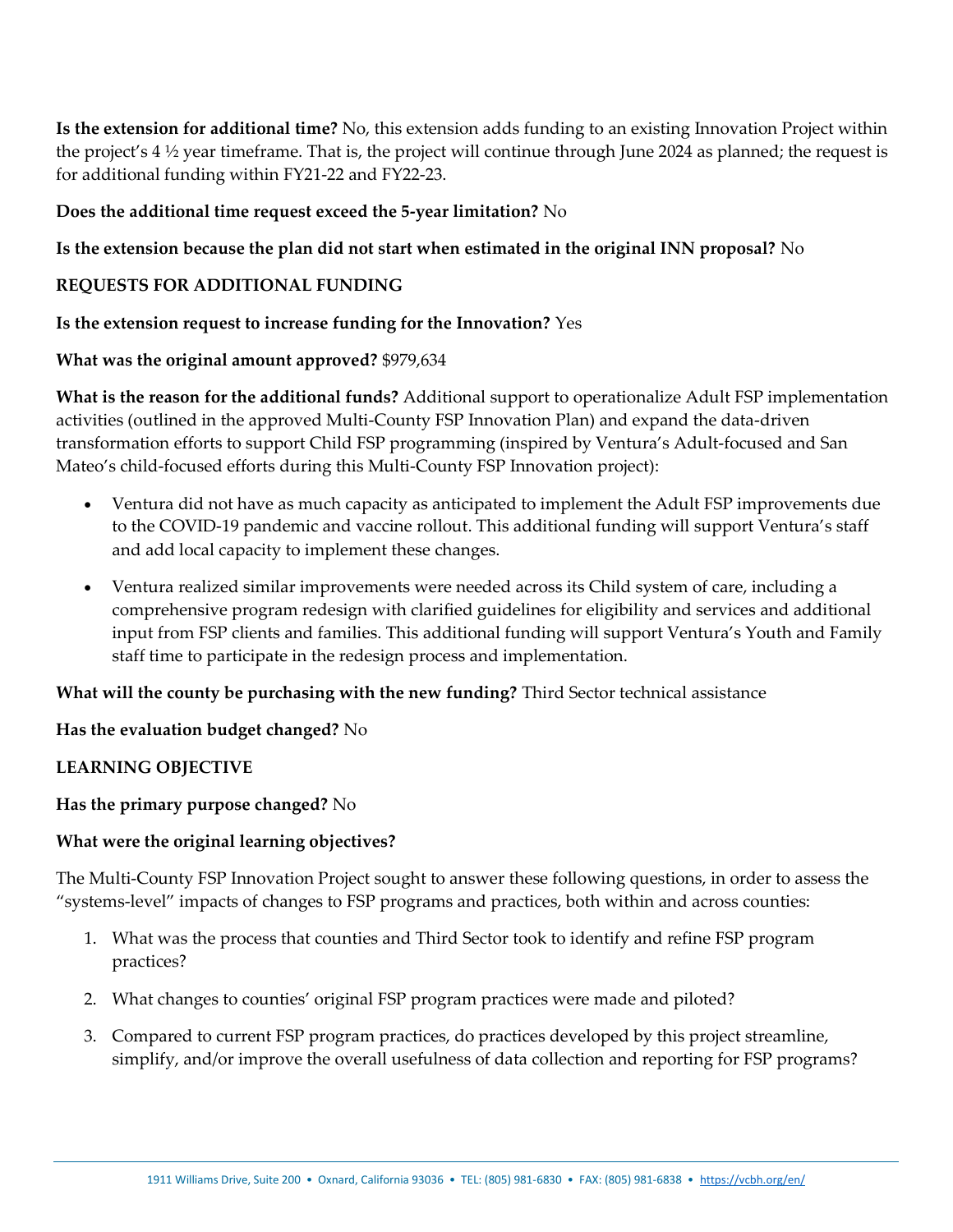**Is the extension for additional time?** No, this extension adds funding to an existing Innovation Project within the project's 4 ½ year timeframe. That is, the project will continue through June 2024 as planned; the request is for additional funding within FY21-22 and FY22-23.

**Does the additional time request exceed the 5-year limitation?** No

**Is the extension because the plan did not start when estimated in the original INN proposal?** No

**REQUESTS FOR ADDITIONAL FUNDING**

**Is the extension request to increase funding for the Innovation?** Yes

**What was the original amount approved?** $979,634

**What is the reason for the additional funds?** Additional support to operationalize Adult FSP implementation activities (outlined in the approved Multi-County FSP Innovation Plan) and expand the data-driven transformation efforts to support Child FSP programming (inspired by Ventura's Adult-focused and San Mateo's child-focused efforts during this Multi-County FSP Innovation project):

- Ventura did not have as much capacity as anticipated to implement the Adult FSP improvements due to the COVID-19 pandemic and vaccine rollout. This additional funding will support Ventura's staff and add local capacity to implement these changes.
- Ventura realized similar improvements were needed across its Child system of care, including a comprehensive program redesign with clarified guidelines for eligibility and services and additional input from FSP clients and families. This additional funding will support Ventura's Youth and Family staff time to participate in the redesign process and implementation.

**What will the county be purchasing with the new funding?** Third Sector technical assistance

**Has the evaluation budget changed?** No

**LEARNING OBJECTIVE**

**Has the primary purpose changed?** No

**What were the original learning objectives?**

The Multi-County FSP Innovation Project sought to answer these following questions, in order to assess the "systems-level" impacts of changes to FSP programs and practices, both within and across counties:

1. What was the process that counties and Third Sector took to identify and refine FSP program practices?
2. What changes to counties' original FSP program practices were made and piloted?
3. Compared to current FSP program practices, do practices developed by this project streamline, simplify, and/or improve the overall usefulness of data collection and reporting for FSP programs?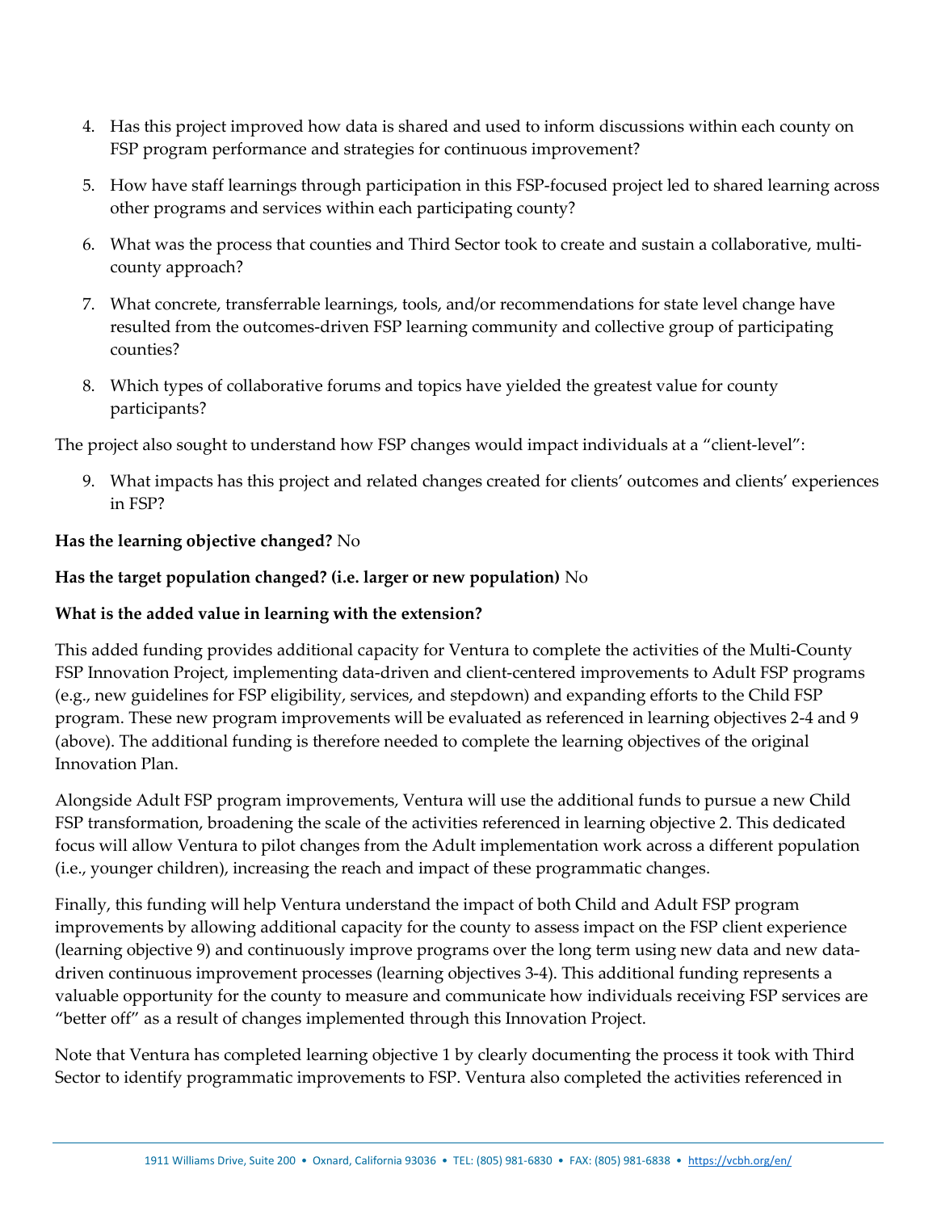4. Has this project improved how data is shared and used to inform discussions within each county on FSP program performance and strategies for continuous improvement?
5. How have staff learnings through participation in this FSP-focused project led to shared learning across other programs and services within each participating county?
6. What was the process that counties and Third Sector took to create and sustain a collaborative, multi-county approach?
7. What concrete, transferrable learnings, tools, and/or recommendations for state level change have resulted from the outcomes-driven FSP learning community and collective group of participating counties?
8. Which types of collaborative forums and topics have yielded the greatest value for county participants?

The project also sought to understand how FSP changes would impact individuals at a "client-level":

9. What impacts has this project and related changes created for clients' outcomes and clients' experiences in FSP?

**Has the learning objective changed?** No

**Has the target population changed? (i.e. larger or new population)** No

**What is the added value in learning with the extension?**

This added funding provides additional capacity for Ventura to complete the activities of the Multi-County FSP Innovation Project, implementing data-driven and client-centered improvements to Adult FSP programs (e.g., new guidelines for FSP eligibility, services, and stepdown) and expanding efforts to the Child FSP program. These new program improvements will be evaluated as referenced in learning objectives 2-4 and 9 (above). The additional funding is therefore needed to complete the learning objectives of the original Innovation Plan.

Alongside Adult FSP program improvements, Ventura will use the additional funds to pursue a new Child FSP transformation, broadening the scale of the activities referenced in learning objective 2. This dedicated focus will allow Ventura to pilot changes from the Adult implementation work across a different population (i.e., younger children), increasing the reach and impact of these programmatic changes.

Finally, this funding will help Ventura understand the impact of both Child and Adult FSP program improvements by allowing additional capacity for the county to assess impact on the FSP client experience (learning objective 9) and continuously improve programs over the long term using new data and new data-driven continuous improvement processes (learning objectives 3-4). This additional funding represents a valuable opportunity for the county to measure and communicate how individuals receiving FSP services are "better off" as a result of changes implemented through this Innovation Project.

Note that Ventura has completed learning objective 1 by clearly documenting the process it took with Third Sector to identify programmatic improvements to FSP. Ventura also completed the activities referenced in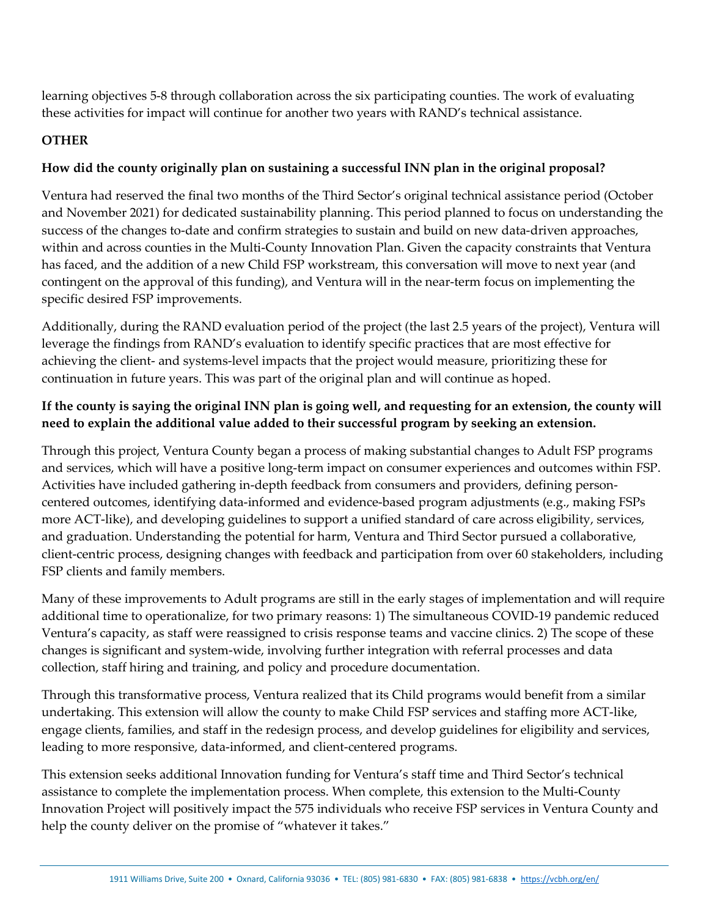learning objectives 5-8 through collaboration across the six participating counties. The work of evaluating these activities for impact will continue for another two years with RAND's technical assistance.

**OTHER**

**How did the county originally plan on sustaining a successful INN plan in the original proposal?**

Ventura had reserved the final two months of the Third Sector's original technical assistance period (October and November 2021) for dedicated sustainability planning. This period planned to focus on understanding the success of the changes to-date and confirm strategies to sustain and build on new data-driven approaches, within and across counties in the Multi-County Innovation Plan. Given the capacity constraints that Ventura has faced, and the addition of a new Child FSP workstream, this conversation will move to next year (and contingent on the approval of this funding), and Ventura will in the near-term focus on implementing the specific desired FSP improvements.

Additionally, during the RAND evaluation period of the project (the last 2.5 years of the project), Ventura will leverage the findings from RAND's evaluation to identify specific practices that are most effective for achieving the client- and systems-level impacts that the project would measure, prioritizing these for continuation in future years. This was part of the original plan and will continue as hoped.

**If the county is saying the original INN plan is going well, and requesting for an extension, the county will need to explain the additional value added to their successful program by seeking an extension.**

Through this project, Ventura County began a process of making substantial changes to Adult FSP programs and services, which will have a positive long-term impact on consumer experiences and outcomes within FSP. Activities have included gathering in-depth feedback from consumers and providers, defining person-centered outcomes, identifying data-informed and evidence-based program adjustments (e.g., making FSPs more ACT-like), and developing guidelines to support a unified standard of care across eligibility, services, and graduation. Understanding the potential for harm, Ventura and Third Sector pursued a collaborative, client-centric process, designing changes with feedback and participation from over 60 stakeholders, including FSP clients and family members.

Many of these improvements to Adult programs are still in the early stages of implementation and will require additional time to operationalize, for two primary reasons: 1) The simultaneous COVID-19 pandemic reduced Ventura's capacity, as staff were reassigned to crisis response teams and vaccine clinics. 2) The scope of these changes is significant and system-wide, involving further integration with referral processes and data collection, staff hiring and training, and policy and procedure documentation.

Through this transformative process, Ventura realized that its Child programs would benefit from a similar undertaking. This extension will allow the county to make Child FSP services and staffing more ACT-like, engage clients, families, and staff in the redesign process, and develop guidelines for eligibility and services, leading to more responsive, data-informed, and client-centered programs.

This extension seeks additional Innovation funding for Ventura's staff time and Third Sector's technical assistance to complete the implementation process. When complete, this extension to the Multi-County Innovation Project will positively impact the 575 individuals who receive FSP services in Ventura County and help the county deliver on the promise of "whatever it takes."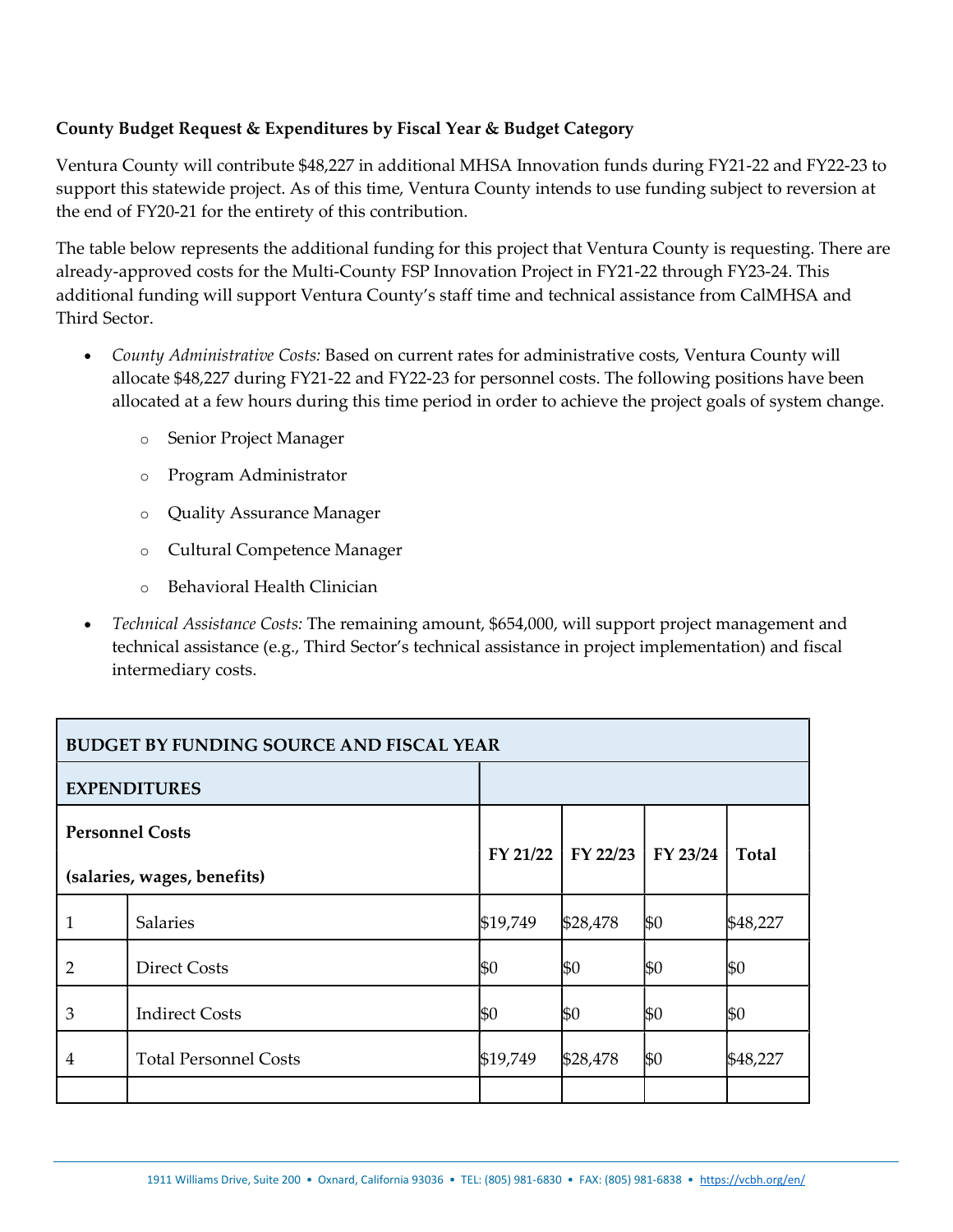**County Budget Request & Expenditures by Fiscal Year & Budget Category**

Ventura County will contribute $48,227 in additional MHSA Innovation funds during FY21-22 and FY22-23 to support this statewide project. As of this time, Ventura County intends to use funding subject to reversion at the end of FY20-21 for the entirety of this contribution.

The table below represents the additional funding for this project that Ventura County is requesting. There are already-approved costs for the Multi-County FSP Innovation Project in FY21-22 through FY23-24. This additional funding will support Ventura County's staff time and technical assistance from CalMHSA and Third Sector.

- *County Administrative Costs:* Based on current rates for administrative costs, Ventura County will allocate $48,227 during FY21-22 and FY22-23 for personnel costs. The following positions have been allocated at a few hours during this time period in order to achieve the project goals of system change.
    - Senior Project Manager
    - Program Administrator
    - Quality Assurance Manager
    - Cultural Competence Manager
    - Behavioral Health Clinician
- *Technical Assistance Costs:* The remaining amount, $654,000, will support project management and technical assistance (e.g., Third Sector's technical assistance in project implementation) and fiscal intermediary costs.

| **BUDGET BY FUNDING SOURCE AND FISCAL YEAR** | | | | | |
|---|---|---|---|---|---|
| **EXPENDITURES** | | | | | |
| **Personnel Costs (salaries, wages, benefits)** | | **FY 21/22** | **FY 22/23** | **FY 23/24** | **Total** |
| 1 | Salaries | $19,749 | $28,478 | $0 | $48,227 |
| 2 | Direct Costs | $0 | $0 | $0 | $0 |
| 3 | Indirect Costs | $0 | $0 | $0 | $0 |
| 4 | Total Personnel Costs | $19,749 | $28,478 | $0 | $48,227 |
| | | | | | |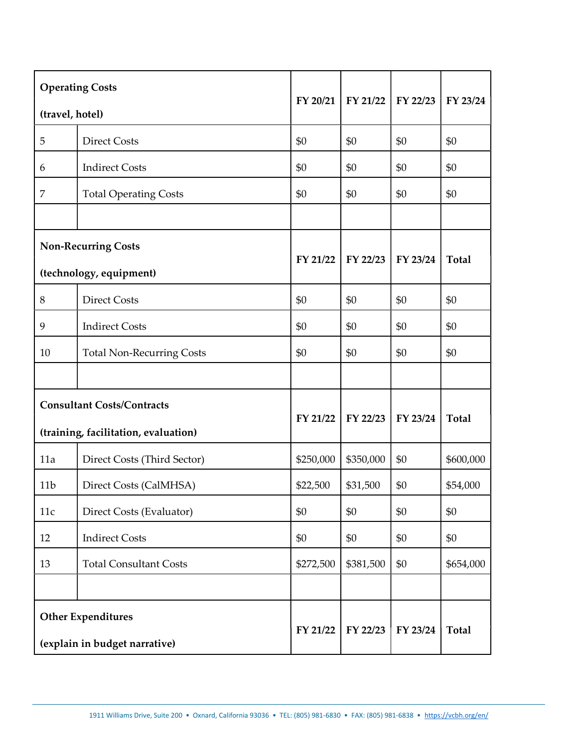| Operating Costs (travel, hotel) | | FY 20/21 | FY 21/22 | FY 22/23 | FY 23/24 |
|---|---|---|---|---|---|
| 5 | Direct Costs | $0 | $0 | $0 | $0 |
| 6 | Indirect Costs | $0 | $0 | $0 | $0 |
| 7 | Total Operating Costs | $0 | $0 | $0 | $0 |
| | | | | | |
| **Non-Recurring Costs (technology, equipment)** | | **FY 21/22** | **FY 22/23** | **FY 23/24** | **Total** |
| 8 | Direct Costs | $0 | $0 | $0 | $0 |
| 9 | Indirect Costs | $0 | $0 | $0 | $0 |
| 10 | Total Non-Recurring Costs | $0 | $0 | $0 | $0 |
| | | | | | |
| **Consultant Costs/Contracts (training, facilitation, evaluation)** | | **FY 21/22** | **FY 22/23** | **FY 23/24** | **Total** |
| 11a | Direct Costs (Third Sector) | $250,000 | $350,000 | $0 | $600,000 |
| 11b | Direct Costs (CalMHSA) | $22,500 | $31,500 | $0 | $54,000 |
| 11c | Direct Costs (Evaluator) | $0 | $0 | $0 | $0 |
| 12 | Indirect Costs | $0 | $0 | $0 | $0 |
| 13 | Total Consultant Costs | $272,500 | $381,500 | $0 | $654,000 |
| | | | | | |
| **Other Expenditures (explain in budget narrative)** | | **FY 21/22** | **FY 22/23** | **FY 23/24** | **Total** |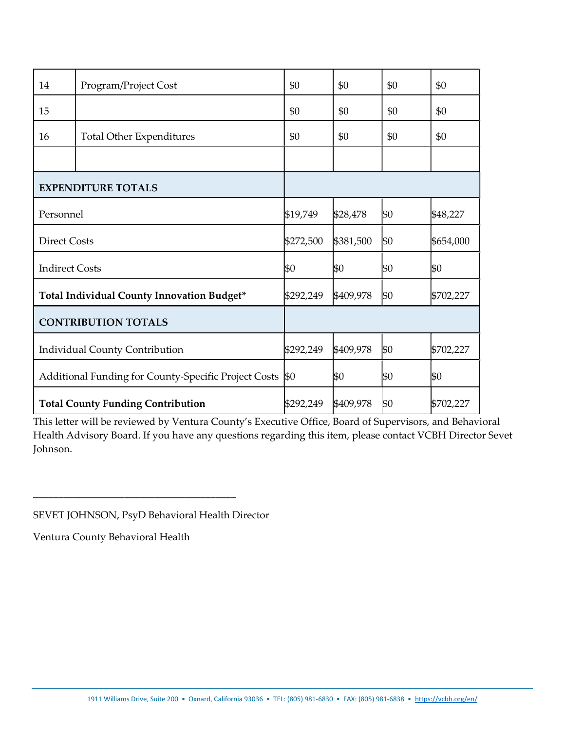| | | | | | |
|---|---|---|---|---|---|
| 14 | Program/Project Cost | $0 | $0 | $0 | $0 |
| 15 | | $0 | $0 | $0 | $0 |
| 16 | Total Other Expenditures | $0 | $0 | $0 | $0 |
| | | | | | |
| **EXPENDITURE TOTALS** | | | | | |
| Personnel | | $19,749 | $28,478 | $0 | $48,227 |
| Direct Costs | | $272,500 | $381,500 | $0 | $654,000 |
| Indirect Costs | | $0 | $0 | $0 | $0 |
| **Total Individual County Innovation Budget*** | | $292,249 | $409,978 | $0 | $702,227 |
| **CONTRIBUTION TOTALS** | | | | | |
| Individual County Contribution | | $292,249 | $409,978 | $0 | $702,227 |
| Additional Funding for County-Specific Project Costs | | $0 | $0 | $0 | $0 |
| **Total County Funding Contribution** | | $292,249 | $409,978 | $0 | $702,227 |

This letter will be reviewed by Ventura County's Executive Office, Board of Supervisors, and Behavioral Health Advisory Board. If you have any questions regarding this item, please contact VCBH Director Sevet Johnson.

\_\_\_\_\_\_\_\_\_\_\_\_\_\_\_\_\_\_\_\_\_\_\_\_\_\_\_\_\_\_\_\_\_\_\_\_\_\_\_\_

SEVET JOHNSON, PsyD Behavioral Health Director

Ventura County Behavioral Health